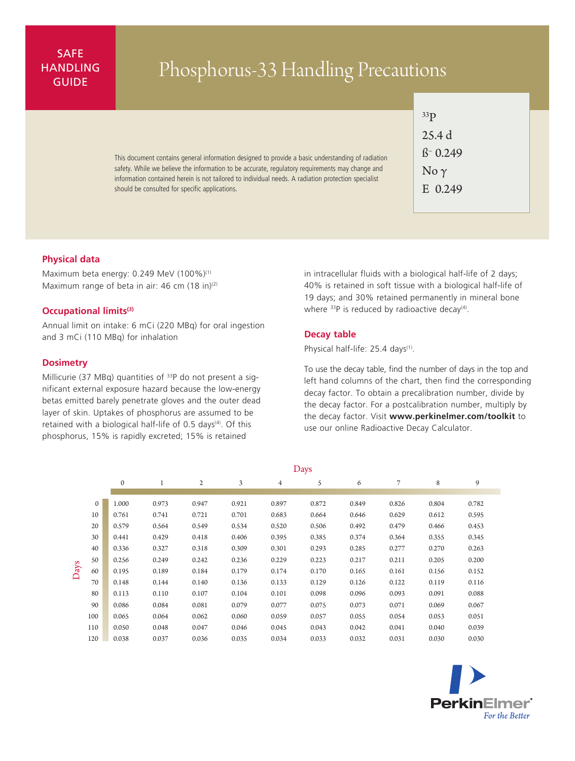SAFE HANDLING GUIDE

# Phosphorus-33 Handling Precautions

$^{33}$P
25.4 d
ß⁻ 0.249
No γ
E 0.249

This document contains general information designed to provide a basic understanding of radiation safety. While we believe the information to be accurate, regulatory requirements may change and information contained herein is not tailored to individual needs. A radiation protection specialist should be consulted for specific applications.

## Physical data

Maximum beta energy: 0.249 MeV (100%)[1]
Maximum range of beta in air: 46 cm (18 in)[2]

## Occupational limits[3]

Annual limit on intake: 6 mCi (220 MBq) for oral ingestion and 3 mCi (110 MBq) for inhalation

## Dosimetry

Millicurie (37 MBq) quantities of $^{33}$P do not present a significant external exposure hazard because the low-energy betas emitted barely penetrate gloves and the outer dead layer of skin. Uptakes of phosphorus are assumed to be retained with a biological half-life of 0.5 days[4]. Of this phosphorus, 15% is rapidly excreted; 15% is retained in intracellular fluids with a biological half-life of 2 days; 40% is retained in soft tissue with a biological half-life of 19 days; and 30% retained permanently in mineral bone where $^{33}$P is reduced by radioactive decay[4].

## Decay table

Physical half-life: 25.4 days[1].

To use the decay table, find the number of days in the top and left hand columns of the chart, then find the corresponding decay factor. To obtain a precalibration number, divide by the decay factor. For a postcalibration number, multiply by the decay factor. Visit **www.perkinelmer.com/toolkit** to use our online Radioactive Decay Calculator.

| Days | 0 | 1 | 2 | 3 | 4 | 5 | 6 | 7 | 8 | 9 |
|---|---|---|---|---|---|---|---|---|---|---|
| 0 | 1.000 | 0.973 | 0.947 | 0.921 | 0.897 | 0.872 | 0.849 | 0.826 | 0.804 | 0.782 |
| 10 | 0.761 | 0.741 | 0.721 | 0.701 | 0.683 | 0.664 | 0.646 | 0.629 | 0.612 | 0.595 |
| 20 | 0.579 | 0.564 | 0.549 | 0.534 | 0.520 | 0.506 | 0.492 | 0.479 | 0.466 | 0.453 |
| 30 | 0.441 | 0.429 | 0.418 | 0.406 | 0.395 | 0.385 | 0.374 | 0.364 | 0.355 | 0.345 |
| 40 | 0.336 | 0.327 | 0.318 | 0.309 | 0.301 | 0.293 | 0.285 | 0.277 | 0.270 | 0.263 |
| 50 | 0.256 | 0.249 | 0.242 | 0.236 | 0.229 | 0.223 | 0.217 | 0.211 | 0.205 | 0.200 |
| 60 | 0.195 | 0.189 | 0.184 | 0.179 | 0.174 | 0.170 | 0.165 | 0.161 | 0.156 | 0.152 |
| 70 | 0.148 | 0.144 | 0.140 | 0.136 | 0.133 | 0.129 | 0.126 | 0.122 | 0.119 | 0.116 |
| 80 | 0.113 | 0.110 | 0.107 | 0.104 | 0.101 | 0.098 | 0.096 | 0.093 | 0.091 | 0.088 |
| 90 | 0.086 | 0.084 | 0.081 | 0.079 | 0.077 | 0.075 | 0.073 | 0.071 | 0.069 | 0.067 |
| 100 | 0.065 | 0.064 | 0.062 | 0.060 | 0.059 | 0.057 | 0.055 | 0.054 | 0.053 | 0.051 |
| 110 | 0.050 | 0.048 | 0.047 | 0.046 | 0.045 | 0.043 | 0.042 | 0.041 | 0.040 | 0.039 |
| 120 | 0.038 | 0.037 | 0.036 | 0.035 | 0.034 | 0.033 | 0.032 | 0.031 | 0.030 | 0.030 |

PerkinElmer
*For the Better*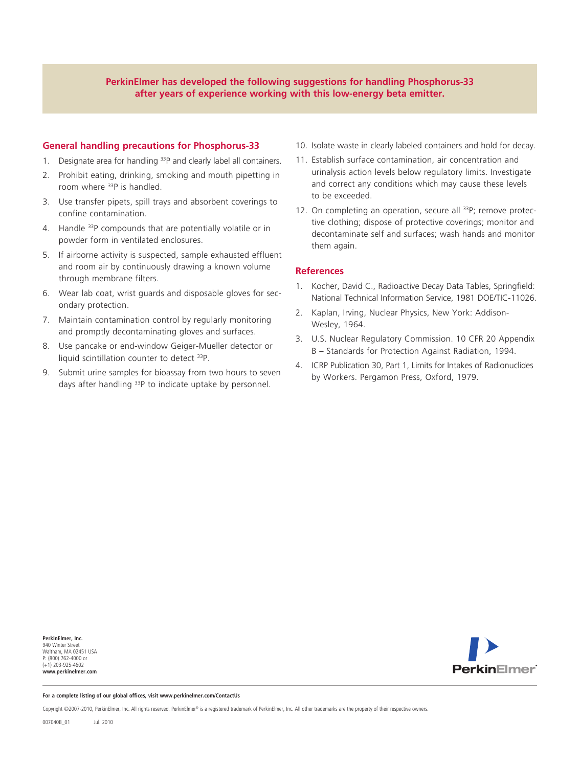**PerkinElmer has developed the following suggestions for handling Phosphorus-33 after years of experience working with this low-energy beta emitter.**

## General handling precautions for Phosphorus-33

1. Designate area for handling $^{33}$P and clearly label all containers.
2. Prohibit eating, drinking, smoking and mouth pipetting in room where $^{33}$P is handled.
3. Use transfer pipets, spill trays and absorbent coverings to confine contamination.
4. Handle $^{33}$P compounds that are potentially volatile or in powder form in ventilated enclosures.
5. If airborne activity is suspected, sample exhausted effluent and room air by continuously drawing a known volume through membrane filters.
6. Wear lab coat, wrist guards and disposable gloves for secondary protection.
7. Maintain contamination control by regularly monitoring and promptly decontaminating gloves and surfaces.
8. Use pancake or end-window Geiger-Mueller detector or liquid scintillation counter to detect $^{33}$P.
9. Submit urine samples for bioassay from two hours to seven days after handling $^{33}$P to indicate uptake by personnel.
10. Isolate waste in clearly labeled containers and hold for decay.
11. Establish surface contamination, air concentration and urinalysis action levels below regulatory limits. Investigate and correct any conditions which may cause these levels to be exceeded.
12. On completing an operation, secure all $^{33}$P; remove protective clothing; dispose of protective coverings; monitor and decontaminate self and surfaces; wash hands and monitor them again.

## References

1. Kocher, David C., Radioactive Decay Data Tables, Springfield: National Technical Information Service, 1981 DOE/TIC-11026.
2. Kaplan, Irving, Nuclear Physics, New York: Addison-Wesley, 1964.
3. U.S. Nuclear Regulatory Commission. 10 CFR 20 Appendix B – Standards for Protection Against Radiation, 1994.
4. ICRP Publication 30, Part 1, Limits for Intakes of Radionuclides by Workers. Pergamon Press, Oxford, 1979.

**PerkinElmer, Inc.**
940 Winter Street
Waltham, MA 02451 USA
P: (800) 762-4000 or
(+1) 203-925-4602
**www.perkinelmer.com**

**For a complete listing of our global offices, visit www.perkinelmer.com/ContactUs**

Copyright ©2007-2010, PerkinElmer, Inc. All rights reserved. PerkinElmer® is a registered trademark of PerkinElmer, Inc. All other trademarks are the property of their respective owners.

007040B_01 Jul. 2010